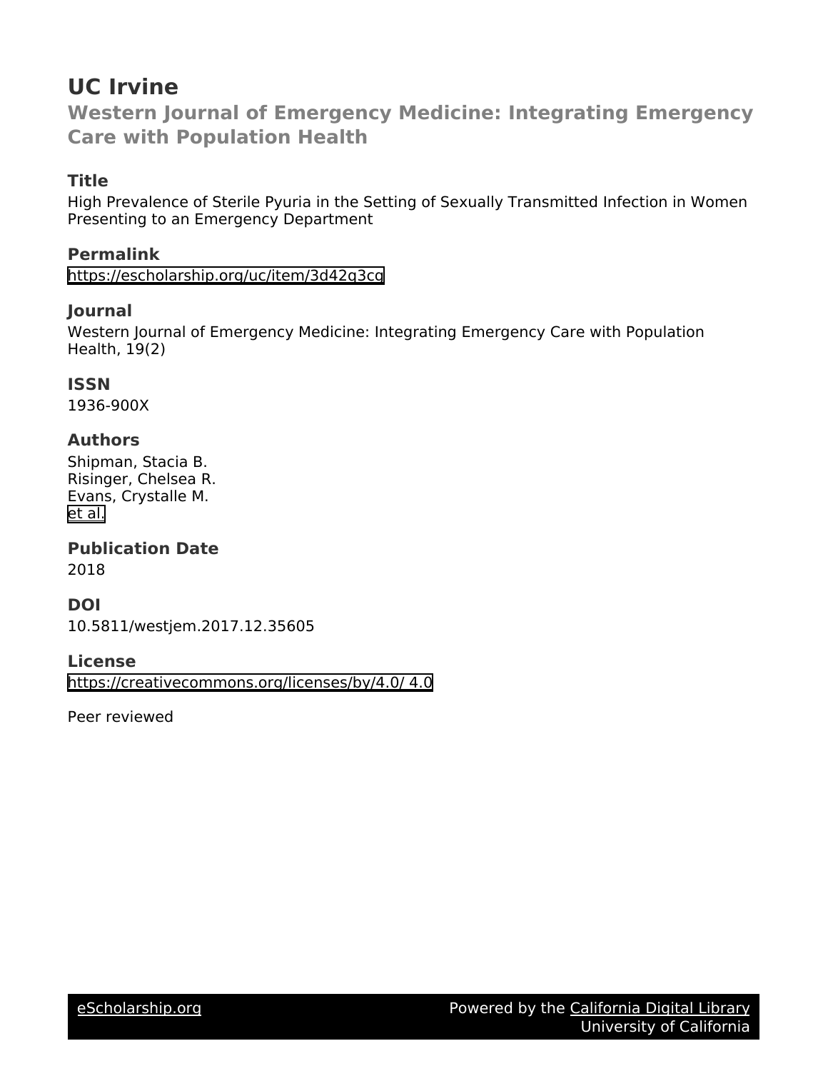# UC Irvine

## Western Journal of Emergency Medicine: Integrating Emergency Care with Population Health

### Title

High Prevalence of Sterile Pyuria in the Setting of Sexually Transmitted Infection in Women Presenting to an Emergency Department

### Permalink

https://escholarship.org/uc/item/3d42q3cq

### Journal

Western Journal of Emergency Medicine: Integrating Emergency Care with Population Health, 19(2)

### ISSN

1936-900X

### Authors

Shipman, Stacia B.
Risinger, Chelsea R.
Evans, Crystalle M.
et al.

### Publication Date

2018

### DOI

10.5811/westjem.2017.12.35605

### License

https://creativecommons.org/licenses/by/4.0/ 4.0

Peer reviewed

eScholarship.org | Powered by the California Digital Library University of California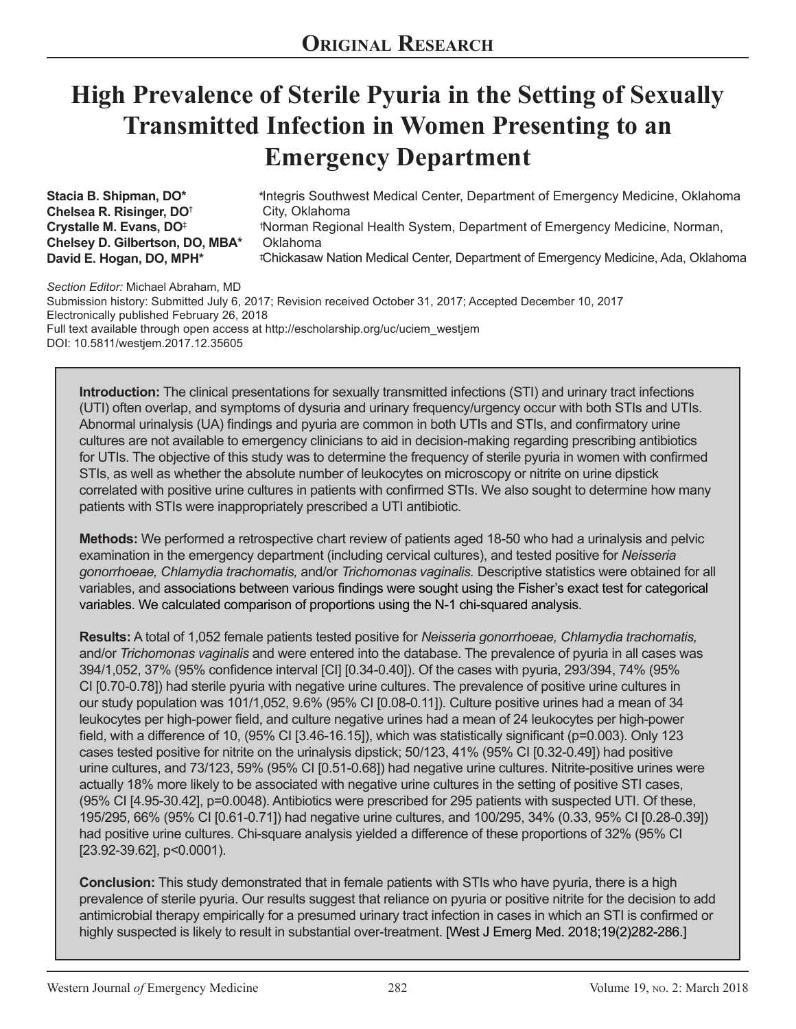# Original Research

# High Prevalence of Sterile Pyuria in the Setting of Sexually Transmitted Infection in Women Presenting to an Emergency Department

**Stacia B. Shipman, DO*[*]**
**Chelsea R. Risinger, DO[†]**
**Crystalle M. Evans, DO[‡]**
**Chelsey D. Gilbertson, DO, MBA*[*]**
**David E. Hogan, DO, MPH*[*]**

[*]Integris Southwest Medical Center, Department of Emergency Medicine, Oklahoma City, Oklahoma
[†]Norman Regional Health System, Department of Emergency Medicine, Norman, Oklahoma
[‡]Chickasaw Nation Medical Center, Department of Emergency Medicine, Ada, Oklahoma

*Section Editor:* Michael Abraham, MD
Submission history: Submitted July 6, 2017; Revision received October 31, 2017; Accepted December 10, 2017
Electronically published February 26, 2018
Full text available through open access at http://escholarship.org/uc/uciem_westjem
DOI: 10.5811/westjem.2017.12.35605

**Introduction:** The clinical presentations for sexually transmitted infections (STI) and urinary tract infections (UTI) often overlap, and symptoms of dysuria and urinary frequency/urgency occur with both STIs and UTIs. Abnormal urinalysis (UA) findings and pyuria are common in both UTIs and STIs, and confirmatory urine cultures are not available to emergency clinicians to aid in decision-making regarding prescribing antibiotics for UTIs. The objective of this study was to determine the frequency of sterile pyuria in women with confirmed STIs, as well as whether the absolute number of leukocytes on microscopy or nitrite on urine dipstick correlated with positive urine cultures in patients with confirmed STIs. We also sought to determine how many patients with STIs were inappropriately prescribed a UTI antibiotic.

**Methods:** We performed a retrospective chart review of patients aged 18-50 who had a urinalysis and pelvic examination in the emergency department (including cervical cultures), and tested positive for *Neisseria gonorrhoeae, Chlamydia trachomatis,* and/or *Trichomonas vaginalis.* Descriptive statistics were obtained for all variables, and associations between various findings were sought using the Fisher's exact test for categorical variables. We calculated comparison of proportions using the N-1 chi-squared analysis.

**Results:** A total of 1,052 female patients tested positive for *Neisseria gonorrhoeae, Chlamydia trachomatis,* and/or *Trichomonas vaginalis* and were entered into the database. The prevalence of pyuria in all cases was 394/1,052, 37% (95% confidence interval [CI] [0.34-0.40]). Of the cases with pyuria, 293/394, 74% (95% CI [0.70-0.78]) had sterile pyuria with negative urine cultures. The prevalence of positive urine cultures in our study population was 101/1,052, 9.6% (95% CI [0.08-0.11]). Culture positive urines had a mean of 34 leukocytes per high-power field, and culture negative urines had a mean of 24 leukocytes per high-power field, with a difference of 10, (95% CI [3.46-16.15]), which was statistically significant (p=0.003). Only 123 cases tested positive for nitrite on the urinalysis dipstick; 50/123, 41% (95% CI [0.32-0.49]) had positive urine cultures, and 73/123, 59% (95% CI [0.51-0.68]) had negative urine cultures. Nitrite-positive urines were actually 18% more likely to be associated with negative urine cultures in the setting of positive STI cases, (95% CI [4.95-30.42], p=0.0048). Antibiotics were prescribed for 295 patients with suspected UTI. Of these, 195/295, 66% (95% CI [0.61-0.71]) had negative urine cultures, and 100/295, 34% (0.33, 95% CI [0.28-0.39]) had positive urine cultures. Chi-square analysis yielded a difference of these proportions of 32% (95% CI [23.92-39.62], p<0.0001).

**Conclusion:** This study demonstrated that in female patients with STIs who have pyuria, there is a high prevalence of sterile pyuria. Our results suggest that reliance on pyuria or positive nitrite for the decision to add antimicrobial therapy empirically for a presumed urinary tract infection in cases in which an STI is confirmed or highly suspected is likely to result in substantial over-treatment. [West J Emerg Med. 2018;19(2)282-286.]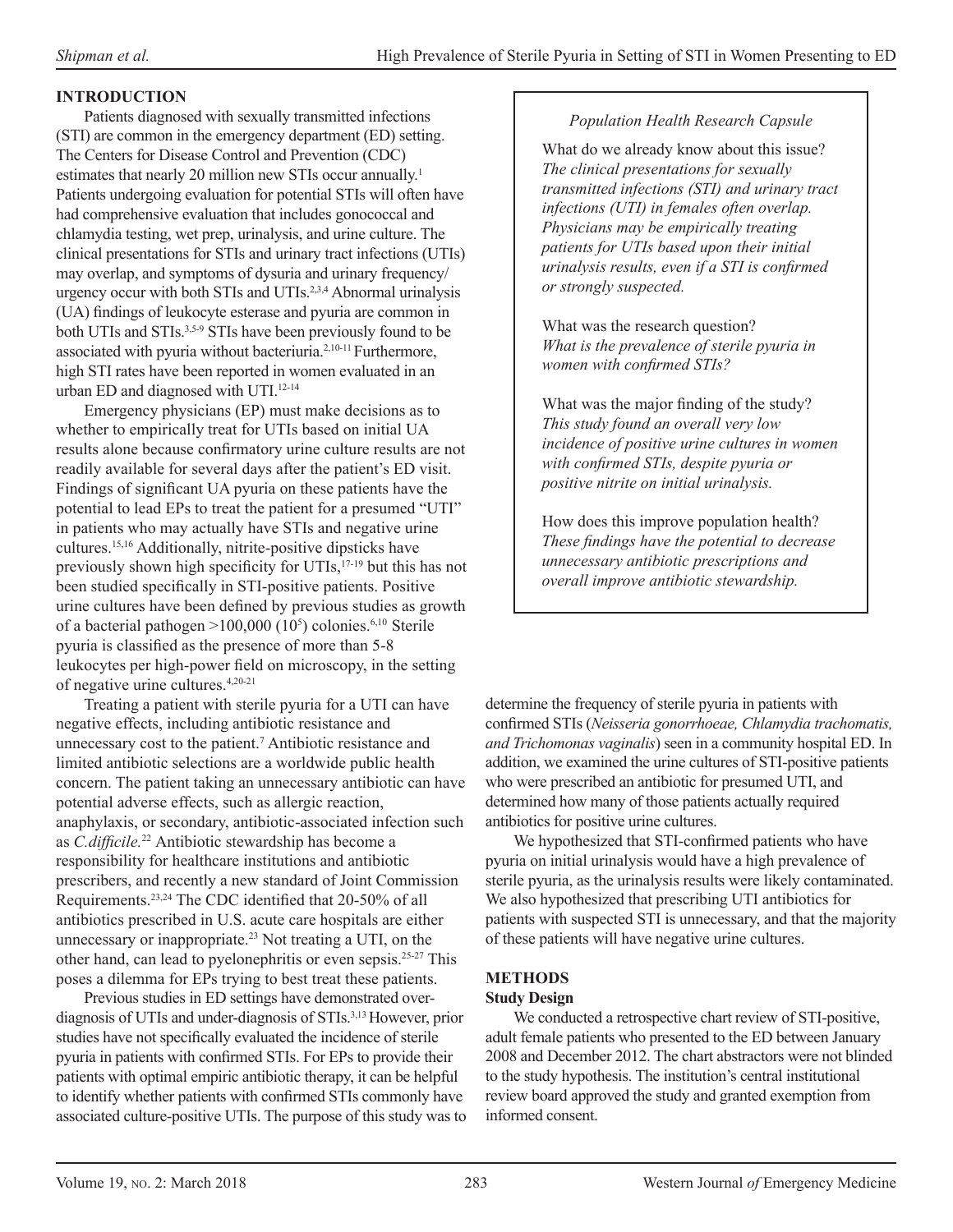## INTRODUCTION

Patients diagnosed with sexually transmitted infections (STI) are common in the emergency department (ED) setting. The Centers for Disease Control and Prevention (CDC) estimates that nearly 20 million new STIs occur annually.[1] Patients undergoing evaluation for potential STIs will often have had comprehensive evaluation that includes gonococcal and chlamydia testing, wet prep, urinalysis, and urine culture. The clinical presentations for STIs and urinary tract infections (UTIs) may overlap, and symptoms of dysuria and urinary frequency/urgency occur with both STIs and UTIs.[2,3,4] Abnormal urinalysis (UA) findings of leukocyte esterase and pyuria are common in both UTIs and STIs.[3,5-9] STIs have been previously found to be associated with pyuria without bacteriuria.[2,10-11] Furthermore, high STI rates have been reported in women evaluated in an urban ED and diagnosed with UTI.[12-14]

Emergency physicians (EP) must make decisions as to whether to empirically treat for UTIs based on initial UA results alone because confirmatory urine culture results are not readily available for several days after the patient's ED visit. Findings of significant UA pyuria on these patients have the potential to lead EPs to treat the patient for a presumed "UTI" in patients who may actually have STIs and negative urine cultures.[15,16] Additionally, nitrite-positive dipsticks have previously shown high specificity for UTIs,[17-19] but this has not been studied specifically in STI-positive patients. Positive urine cultures have been defined by previous studies as growth of a bacterial pathogen >100,000 ($10^5$) colonies.[6,10] Sterile pyuria is classified as the presence of more than 5-8 leukocytes per high-power field on microscopy, in the setting of negative urine cultures.[4,20-21]

Treating a patient with sterile pyuria for a UTI can have negative effects, including antibiotic resistance and unnecessary cost to the patient.[7] Antibiotic resistance and limited antibiotic selections are a worldwide public health concern. The patient taking an unnecessary antibiotic can have potential adverse effects, such as allergic reaction, anaphylaxis, or secondary, antibiotic-associated infection such as *C.difficile.*[22] Antibiotic stewardship has become a responsibility for healthcare institutions and antibiotic prescribers, and recently a new standard of Joint Commission Requirements.[23,24] The CDC identified that 20-50% of all antibiotics prescribed in U.S. acute care hospitals are either unnecessary or inappropriate.[23] Not treating a UTI, on the other hand, can lead to pyelonephritis or even sepsis.[25-27] This poses a dilemma for EPs trying to best treat these patients.

Previous studies in ED settings have demonstrated over-diagnosis of UTIs and under-diagnosis of STIs.[3,13] However, prior studies have not specifically evaluated the incidence of sterile pyuria in patients with confirmed STIs. For EPs to provide their patients with optimal empiric antibiotic therapy, it can be helpful to identify whether patients with confirmed STIs commonly have associated culture-positive UTIs. The purpose of this study was to determine the frequency of sterile pyuria in patients with confirmed STIs (*Neisseria gonorrhoeae, Chlamydia trachomatis, and Trichomonas vaginalis*) seen in a community hospital ED. In addition, we examined the urine cultures of STI-positive patients who were prescribed an antibiotic for presumed UTI, and determined how many of those patients actually required antibiotics for positive urine cultures.

We hypothesized that STI-confirmed patients who have pyuria on initial urinalysis would have a high prevalence of sterile pyuria, as the urinalysis results were likely contaminated. We also hypothesized that prescribing UTI antibiotics for patients with suspected STI is unnecessary, and that the majority of these patients will have negative urine cultures.

> *Population Health Research Capsule*
>
> What do we already know about this issue?
> *The clinical presentations for sexually transmitted infections (STI) and urinary tract infections (UTI) in females often overlap. Physicians may be empirically treating patients for UTIs based upon their initial urinalysis results, even if a STI is confirmed or strongly suspected.*
>
> What was the research question?
> *What is the prevalence of sterile pyuria in women with confirmed STIs?*
>
> What was the major finding of the study?
> *This study found an overall very low incidence of positive urine cultures in women with confirmed STIs, despite pyuria or positive nitrite on initial urinalysis.*
>
> How does this improve population health?
> *These findings have the potential to decrease unnecessary antibiotic prescriptions and overall improve antibiotic stewardship.*

## METHODS

### Study Design

We conducted a retrospective chart review of STI-positive, adult female patients who presented to the ED between January 2008 and December 2012. The chart abstractors were not blinded to the study hypothesis. The institution's central institutional review board approved the study and granted exemption from informed consent.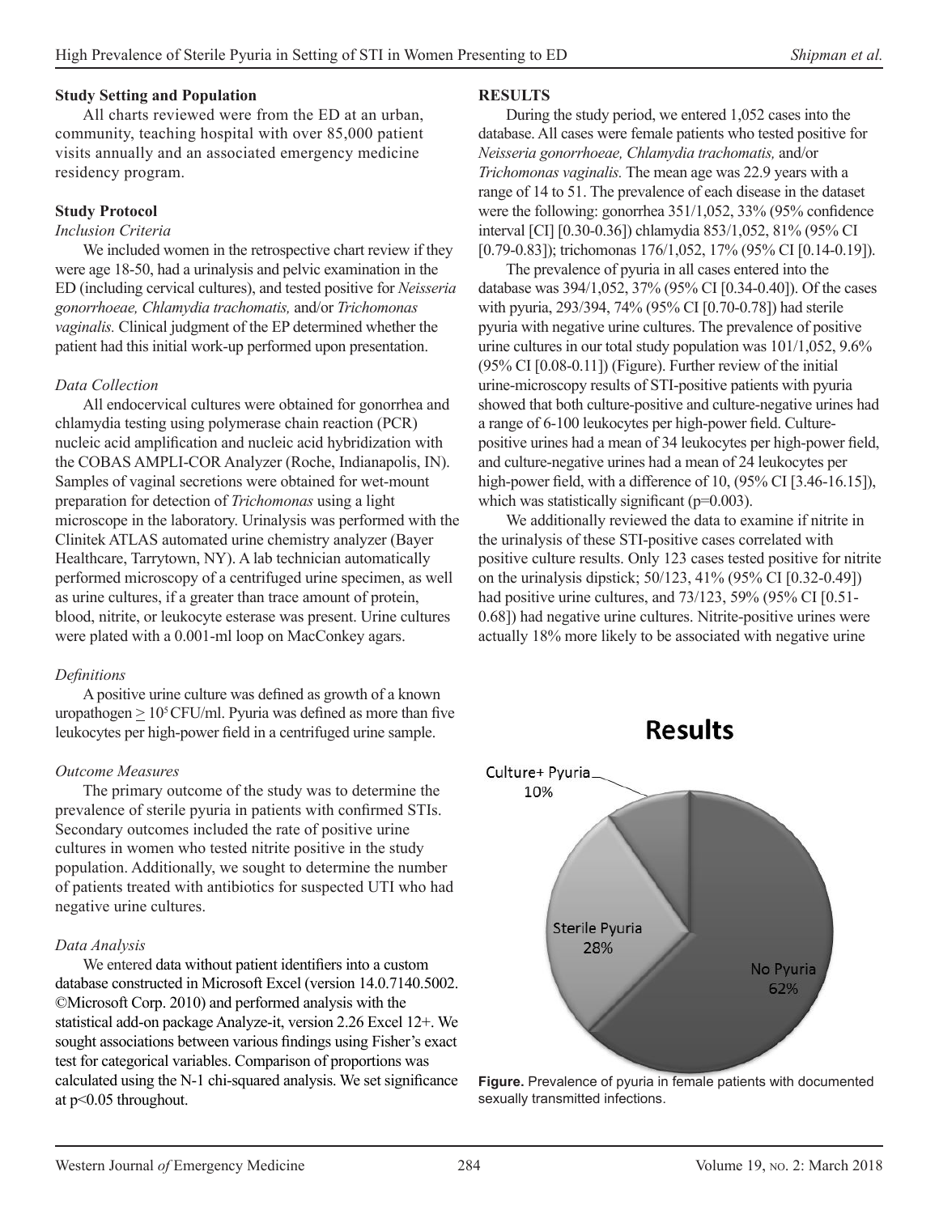### Study Setting and Population

All charts reviewed were from the ED at an urban, community, teaching hospital with over 85,000 patient visits annually and an associated emergency medicine residency program.

### Study Protocol

*Inclusion Criteria*

We included women in the retrospective chart review if they were age 18-50, had a urinalysis and pelvic examination in the ED (including cervical cultures), and tested positive for *Neisseria gonorrhoeae, Chlamydia trachomatis,* and/or *Trichomonas vaginalis.* Clinical judgment of the EP determined whether the patient had this initial work-up performed upon presentation.

*Data Collection*

All endocervical cultures were obtained for gonorrhea and chlamydia testing using polymerase chain reaction (PCR) nucleic acid amplification and nucleic acid hybridization with the COBAS AMPLI-COR Analyzer (Roche, Indianapolis, IN). Samples of vaginal secretions were obtained for wet-mount preparation for detection of *Trichomonas* using a light microscope in the laboratory. Urinalysis was performed with the Clinitek ATLAS automated urine chemistry analyzer (Bayer Healthcare, Tarrytown, NY). A lab technician automatically performed microscopy of a centrifuged urine specimen, as well as urine cultures, if a greater than trace amount of protein, blood, nitrite, or leukocyte esterase was present. Urine cultures were plated with a 0.001-ml loop on MacConkey agars.

*Definitions*

A positive urine culture was defined as growth of a known uropathogen $\geq 10^5$ CFU/ml. Pyuria was defined as more than five leukocytes per high-power field in a centrifuged urine sample.

*Outcome Measures*

The primary outcome of the study was to determine the prevalence of sterile pyuria in patients with confirmed STIs. Secondary outcomes included the rate of positive urine cultures in women who tested nitrite positive in the study population. Additionally, we sought to determine the number of patients treated with antibiotics for suspected UTI who had negative urine cultures.

*Data Analysis*

We entered data without patient identifiers into a custom database constructed in Microsoft Excel (version 14.0.7140.5002. ©Microsoft Corp. 2010) and performed analysis with the statistical add-on package Analyze-it, version 2.26 Excel 12+. We sought associations between various findings using Fisher's exact test for categorical variables. Comparison of proportions was calculated using the N-1 chi-squared analysis. We set significance at $p<0.05$ throughout.

## RESULTS

During the study period, we entered 1,052 cases into the database. All cases were female patients who tested positive for *Neisseria gonorrhoeae, Chlamydia trachomatis,* and/or *Trichomonas vaginalis.* The mean age was 22.9 years with a range of 14 to 51. The prevalence of each disease in the dataset were the following: gonorrhea 351/1,052, 33% (95% confidence interval [CI] [0.30-0.36]) chlamydia 853/1,052, 81% (95% CI [0.79-0.83]); trichomonas 176/1,052, 17% (95% CI [0.14-0.19]).

The prevalence of pyuria in all cases entered into the database was 394/1,052, 37% (95% CI [0.34-0.40]). Of the cases with pyuria, 293/394, 74% (95% CI [0.70-0.78]) had sterile pyuria with negative urine cultures. The prevalence of positive urine cultures in our total study population was 101/1,052, 9.6% (95% CI [0.08-0.11]) (Figure). Further review of the initial urine-microscopy results of STI-positive patients with pyuria showed that both culture-positive and culture-negative urines had a range of 6-100 leukocytes per high-power field. Culture-positive urines had a mean of 34 leukocytes per high-power field, and culture-negative urines had a mean of 24 leukocytes per high-power field, with a difference of 10, (95% CI [3.46-16.15]), which was statistically significant ($p=0.003$).

We additionally reviewed the data to examine if nitrite in the urinalysis of these STI-positive cases correlated with positive culture results. Only 123 cases tested positive for nitrite on the urinalysis dipstick; 50/123, 41% (95% CI [0.32-0.49]) had positive urine cultures, and 73/123, 59% (95% CI [0.51-0.68]) had negative urine cultures. Nitrite-positive urines were actually 18% more likely to be associated with negative urine

**Results**

| Category | Percentage |
|---|---|
| Culture+ Pyuria | 10% |
| Sterile Pyuria | 28% |
| No Pyuria | 62% |

**Figure.** Prevalence of pyuria in female patients with documented sexually transmitted infections.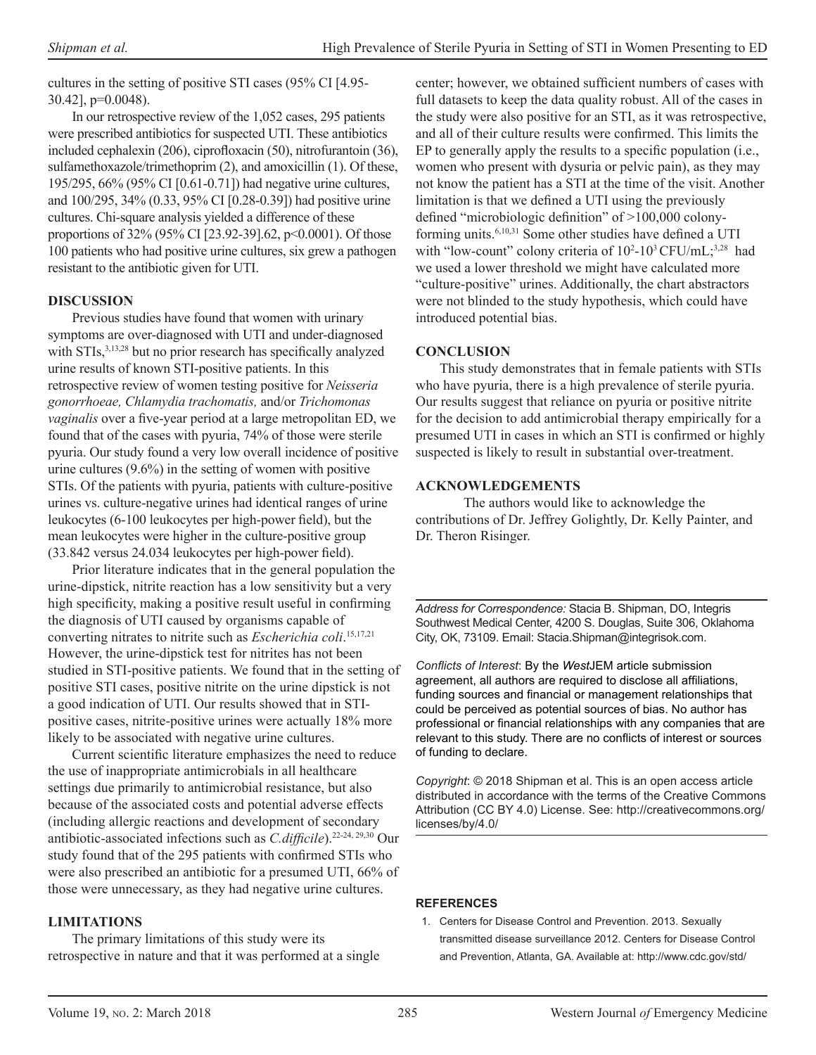cultures in the setting of positive STI cases (95% CI [4.95-30.42], p=0.0048).

In our retrospective review of the 1,052 cases, 295 patients were prescribed antibiotics for suspected UTI. These antibiotics included cephalexin (206), ciprofloxacin (50), nitrofurantoin (36), sulfamethoxazole/trimethoprim (2), and amoxicillin (1). Of these, 195/295, 66% (95% CI [0.61-0.71]) had negative urine cultures, and 100/295, 34% (0.33, 95% CI [0.28-0.39]) had positive urine cultures. Chi-square analysis yielded a difference of these proportions of 32% (95% CI [23.92-39].62, p<0.0001). Of those 100 patients who had positive urine cultures, six grew a pathogen resistant to the antibiotic given for UTI.

## DISCUSSION

Previous studies have found that women with urinary symptoms are over-diagnosed with UTI and under-diagnosed with STIs,[3,13,28] but no prior research has specifically analyzed urine results of known STI-positive patients. In this retrospective review of women testing positive for *Neisseria gonorrhoeae, Chlamydia trachomatis,* and/or *Trichomonas vaginalis* over a five-year period at a large metropolitan ED, we found that of the cases with pyuria, 74% of those were sterile pyuria. Our study found a very low overall incidence of positive urine cultures (9.6%) in the setting of women with positive STIs. Of the patients with pyuria, patients with culture-positive urines vs. culture-negative urines had identical ranges of urine leukocytes (6-100 leukocytes per high-power field), but the mean leukocytes were higher in the culture-positive group (33.842 versus 24.034 leukocytes per high-power field).

Prior literature indicates that in the general population the urine-dipstick, nitrite reaction has a low sensitivity but a very high specificity, making a positive result useful in confirming the diagnosis of UTI caused by organisms capable of converting nitrates to nitrite such as *Escherichia coli*.[15,17,21] However, the urine-dipstick test for nitrites has not been studied in STI-positive patients. We found that in the setting of positive STI cases, positive nitrite on the urine dipstick is not a good indication of UTI. Our results showed that in STI-positive cases, nitrite-positive urines were actually 18% more likely to be associated with negative urine cultures.

Current scientific literature emphasizes the need to reduce the use of inappropriate antimicrobials in all healthcare settings due primarily to antimicrobial resistance, but also because of the associated costs and potential adverse effects (including allergic reactions and development of secondary antibiotic-associated infections such as *C.difficile*).[22-24, 29,30] Our study found that of the 295 patients with confirmed STIs who were also prescribed an antibiotic for a presumed UTI, 66% of those were unnecessary, as they had negative urine cultures.

## LIMITATIONS

The primary limitations of this study were its retrospective in nature and that it was performed at a single center; however, we obtained sufficient numbers of cases with full datasets to keep the data quality robust. All of the cases in the study were also positive for an STI, as it was retrospective, and all of their culture results were confirmed. This limits the EP to generally apply the results to a specific population (i.e., women who present with dysuria or pelvic pain), as they may not know the patient has a STI at the time of the visit. Another limitation is that we defined a UTI using the previously defined "microbiologic definition" of >100,000 colony-forming units.[6,10,31] Some other studies have defined a UTI with "low-count" colony criteria of $10^2$-$10^3$ CFU/mL;[3,28] had we used a lower threshold we might have calculated more "culture-positive" urines. Additionally, the chart abstractors were not blinded to the study hypothesis, which could have introduced potential bias.

## CONCLUSION

This study demonstrates that in female patients with STIs who have pyuria, there is a high prevalence of sterile pyuria. Our results suggest that reliance on pyuria or positive nitrite for the decision to add antimicrobial therapy empirically for a presumed UTI in cases in which an STI is confirmed or highly suspected is likely to result in substantial over-treatment.

## ACKNOWLEDGEMENTS

The authors would like to acknowledge the contributions of Dr. Jeffrey Golightly, Dr. Kelly Painter, and Dr. Theron Risinger.

---

*Address for Correspondence:* Stacia B. Shipman, DO, Integris Southwest Medical Center, 4200 S. Douglas, Suite 306, Oklahoma City, OK, 73109. Email: Stacia.Shipman@integrisok.com.

*Conflicts of Interest*: By the *West*JEM article submission agreement, all authors are required to disclose all affiliations, funding sources and financial or management relationships that could be perceived as potential sources of bias. No author has professional or financial relationships with any companies that are relevant to this study. There are no conflicts of interest or sources of funding to declare.

*Copyright*: © 2018 Shipman et al. This is an open access article distributed in accordance with the terms of the Creative Commons Attribution (CC BY 4.0) License. See: http://creativecommons.org/licenses/by/4.0/

---

## REFERENCES

1. Centers for Disease Control and Prevention. 2013. Sexually transmitted disease surveillance 2012. Centers for Disease Control and Prevention, Atlanta, GA. Available at: http://www.cdc.gov/std/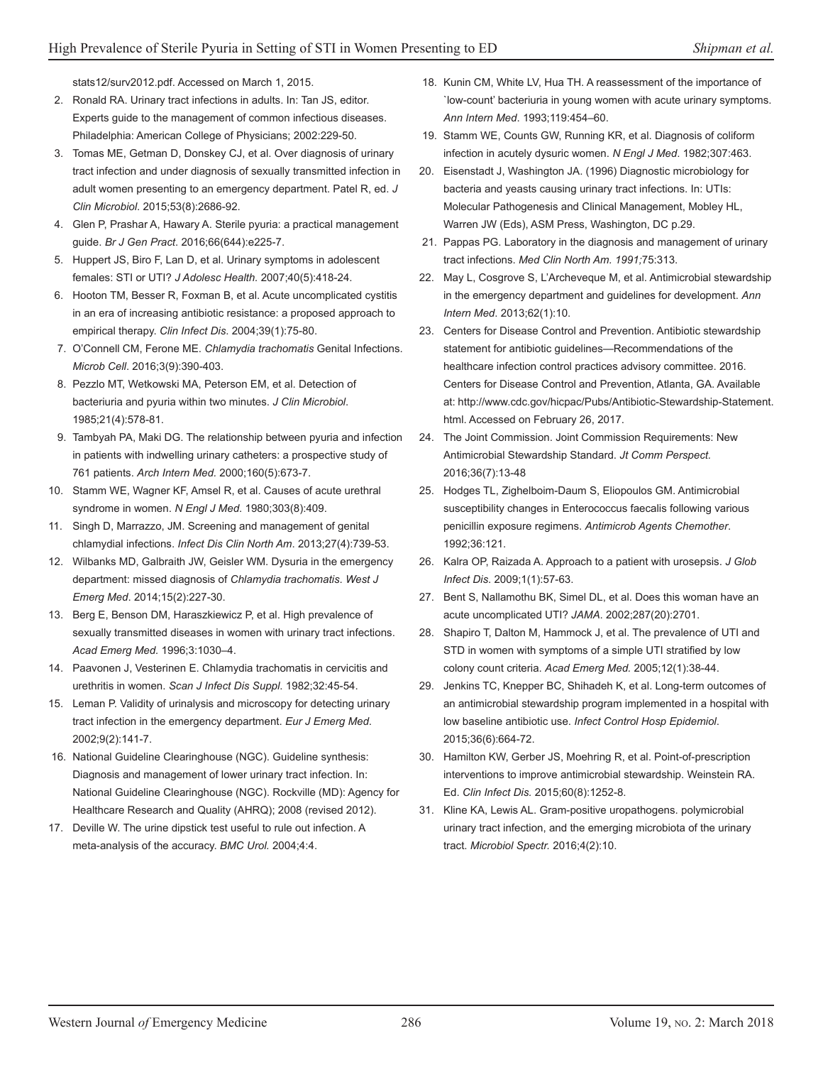stats12/surv2012.pdf. Accessed on March 1, 2015.

2. Ronald RA. Urinary tract infections in adults. In: Tan JS, editor. Experts guide to the management of common infectious diseases. Philadelphia: American College of Physicians; 2002:229-50.
3. Tomas ME, Getman D, Donskey CJ, et al. Over diagnosis of urinary tract infection and under diagnosis of sexually transmitted infection in adult women presenting to an emergency department. Patel R, ed. *J Clin Microbiol*. 2015;53(8):2686-92.
4. Glen P, Prashar A, Hawary A. Sterile pyuria: a practical management guide. *Br J Gen Pract*. 2016;66(644):e225-7.
5. Huppert JS, Biro F, Lan D, et al. Urinary symptoms in adolescent females: STI or UTI? *J Adolesc Health*. 2007;40(5):418-24.
6. Hooton TM, Besser R, Foxman B, et al. Acute uncomplicated cystitis in an era of increasing antibiotic resistance: a proposed approach to empirical therapy. *Clin Infect Dis*. 2004;39(1):75-80.
7. O'Connell CM, Ferone ME. *Chlamydia trachomatis* Genital Infections. *Microb Cell*. 2016;3(9):390-403.
8. Pezzlo MT, Wetkowski MA, Peterson EM, et al. Detection of bacteriuria and pyuria within two minutes. *J Clin Microbiol*. 1985;21(4):578-81.
9. Tambyah PA, Maki DG. The relationship between pyuria and infection in patients with indwelling urinary catheters: a prospective study of 761 patients. *Arch Intern Med*. 2000;160(5):673-7.
10. Stamm WE, Wagner KF, Amsel R, et al. Causes of acute urethral syndrome in women. *N Engl J Med*. 1980;303(8):409.
11. Singh D, Marrazzo, JM. Screening and management of genital chlamydial infections. *Infect Dis Clin North Am*. 2013;27(4):739-53.
12. Wilbanks MD, Galbraith JW, Geisler WM. Dysuria in the emergency department: missed diagnosis of *Chlamydia trachomatis*. *West J Emerg Med*. 2014;15(2):227-30.
13. Berg E, Benson DM, Haraszkiewicz P, et al. High prevalence of sexually transmitted diseases in women with urinary tract infections. *Acad Emerg Med*. 1996;3:1030–4.
14. Paavonen J, Vesterinen E. Chlamydia trachomatis in cervicitis and urethritis in women. *Scan J Infect Dis Suppl*. 1982;32:45-54.
15. Leman P. Validity of urinalysis and microscopy for detecting urinary tract infection in the emergency department. *Eur J Emerg Med*. 2002;9(2):141-7.
16. National Guideline Clearinghouse (NGC). Guideline synthesis: Diagnosis and management of lower urinary tract infection. In: National Guideline Clearinghouse (NGC). Rockville (MD): Agency for Healthcare Research and Quality (AHRQ); 2008 (revised 2012).
17. Deville W. The urine dipstick test useful to rule out infection. A meta-analysis of the accuracy. *BMC Urol*. 2004;4:4.
18. Kunin CM, White LV, Hua TH. A reassessment of the importance of `low-count' bacteriuria in young women with acute urinary symptoms. *Ann Intern Med*. 1993;119:454–60.
19. Stamm WE, Counts GW, Running KR, et al. Diagnosis of coliform infection in acutely dysuric women. *N Engl J Med*. 1982;307:463.
20. Eisenstadt J, Washington JA. (1996) Diagnostic microbiology for bacteria and yeasts causing urinary tract infections. In: UTIs: Molecular Pathogenesis and Clinical Management, Mobley HL, Warren JW (Eds), ASM Press, Washington, DC p.29.
21. Pappas PG. Laboratory in the diagnosis and management of urinary tract infections. *Med Clin North Am. 1991;*75:313.
22. May L, Cosgrove S, L'Archeveque M, et al. Antimicrobial stewardship in the emergency department and guidelines for development. *Ann Intern Med*. 2013;62(1):10.
23. Centers for Disease Control and Prevention. Antibiotic stewardship statement for antibiotic guidelines—Recommendations of the healthcare infection control practices advisory committee. 2016. Centers for Disease Control and Prevention, Atlanta, GA. Available at: http://www.cdc.gov/hicpac/Pubs/Antibiotic-Stewardship-Statement.html. Accessed on February 26, 2017.
24. The Joint Commission. Joint Commission Requirements: New Antimicrobial Stewardship Standard. *Jt Comm Perspect.* 2016;36(7):13-48
25. Hodges TL, Zighelboim-Daum S, Eliopoulos GM. Antimicrobial susceptibility changes in Enterococcus faecalis following various penicillin exposure regimens. *Antimicrob Agents Chemother*. 1992;36:121.
26. Kalra OP, Raizada A. Approach to a patient with urosepsis. *J Glob Infect Dis*. 2009;1(1):57-63.
27. Bent S, Nallamothu BK, Simel DL, et al. Does this woman have an acute uncomplicated UTI? *JAMA*. 2002;287(20):2701.
28. Shapiro T, Dalton M, Hammock J, et al. The prevalence of UTI and STD in women with symptoms of a simple UTI stratified by low colony count criteria. *Acad Emerg Med.* 2005;12(1):38-44.
29. Jenkins TC, Knepper BC, Shihadeh K, et al. Long-term outcomes of an antimicrobial stewardship program implemented in a hospital with low baseline antibiotic use. *Infect Control Hosp Epidemiol*. 2015;36(6):664-72.
30. Hamilton KW, Gerber JS, Moehring R, et al. Point-of-prescription interventions to improve antimicrobial stewardship. Weinstein RA. Ed. *Clin Infect Dis.* 2015;60(8):1252-8.
31. Kline KA, Lewis AL. Gram-positive uropathogens. polymicrobial urinary tract infection, and the emerging microbiota of the urinary tract. *Microbiol Spectr.* 2016;4(2):10.